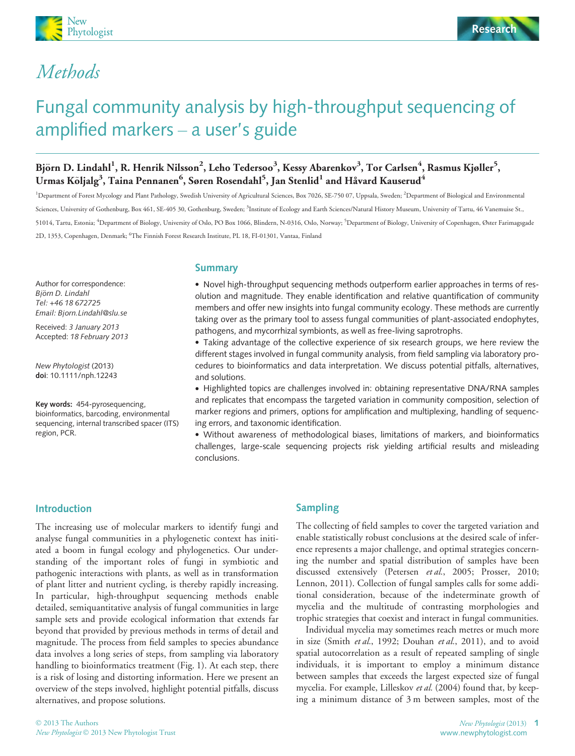# Methods

# Fungal community analysis by high-throughput sequencing of amplified markers – a user's guide

**Björn D. Lindahl[1], R. Henrik Nilsson[2], Leho Tedersoo[3], Kessy Abarenkov[3], Tor Carlsen[4], Rasmus Kjøller[5], Urmas Kõljalg[3], Taina Pennanen[6], Søren Rosendahl[5], Jan Stenlid[1] and Håvard Kauserud[4]**

[1]Department of Forest Mycology and Plant Pathology, Swedish University of Agricultural Sciences, Box 7026, SE-750 07, Uppsala, Sweden; [2]Department of Biological and Environmental Sciences, University of Gothenburg, Box 461, SE-405 30, Gothenburg, Sweden; [3]Institute of Ecology and Earth Sciences/Natural History Museum, University of Tartu, 46 Vanemuise St., 51014, Tartu, Estonia; [4]Department of Biology, University of Oslo, PO Box 1066, Blindern, N-0316, Oslo, Norway; [5]Department of Biology, University of Copenhagen, Øster Farimagsgade 2D, 1353, Copenhagen, Denmark; [6]The Finnish Forest Research Institute, PL 18, FI-01301, Vantaa, Finland

Author for correspondence:
*Björn D. Lindahl*
*Tel: +46 18 672725*
*Email: Bjorn.Lindahl@slu.se*

Received: *3 January 2013*
Accepted: *18 February 2013*

*New Phytologist* (2013)
**doi**: 10.1111/nph.12243

**Key words:** 454-pyrosequencing, bioinformatics, barcoding, environmental sequencing, internal transcribed spacer (ITS) region, PCR.

## Summary

- Novel high-throughput sequencing methods outperform earlier approaches in terms of resolution and magnitude. They enable identification and relative quantification of community members and offer new insights into fungal community ecology. These methods are currently taking over as the primary tool to assess fungal communities of plant-associated endophytes, pathogens, and mycorrhizal symbionts, as well as free-living saprotrophs.
- Taking advantage of the collective experience of six research groups, we here review the different stages involved in fungal community analysis, from field sampling via laboratory procedures to bioinformatics and data interpretation. We discuss potential pitfalls, alternatives, and solutions.
- Highlighted topics are challenges involved in: obtaining representative DNA/RNA samples and replicates that encompass the targeted variation in community composition, selection of marker regions and primers, options for amplification and multiplexing, handling of sequencing errors, and taxonomic identification.
- Without awareness of methodological biases, limitations of markers, and bioinformatics challenges, large-scale sequencing projects risk yielding artificial results and misleading conclusions.

## Introduction

The increasing use of molecular markers to identify fungi and analyse fungal communities in a phylogenetic context has initiated a boom in fungal ecology and phylogenetics. Our understanding of the important roles of fungi in symbiotic and pathogenic interactions with plants, as well as in transformation of plant litter and nutrient cycling, is thereby rapidly increasing. In particular, high-throughput sequencing methods enable detailed, semiquantitative analysis of fungal communities in large sample sets and provide ecological information that extends far beyond that provided by previous methods in terms of detail and magnitude. The process from field samples to species abundance data involves a long series of steps, from sampling via laboratory handling to bioinformatics treatment (Fig. 1). At each step, there is a risk of losing and distorting information. Here we present an overview of the steps involved, highlight potential pitfalls, discuss alternatives, and propose solutions.

## Sampling

The collecting of field samples to cover the targeted variation and enable statistically robust conclusions at the desired scale of inference represents a major challenge, and optimal strategies concerning the number and spatial distribution of samples have been discussed extensively (Petersen *et al.*, 2005; Prosser, 2010; Lennon, 2011). Collection of fungal samples calls for some additional consideration, because of the indeterminate growth of mycelia and the multitude of contrasting morphologies and trophic strategies that coexist and interact in fungal communities.

Individual mycelia may sometimes reach metres or much more in size (Smith *et al.*, 1992; Douhan *et al.*, 2011), and to avoid spatial autocorrelation as a result of repeated sampling of single individuals, it is important to employ a minimum distance between samples that exceeds the largest expected size of fungal mycelia. For example, Lilleskov *et al.* (2004) found that, by keeping a minimum distance of 3 m between samples, most of the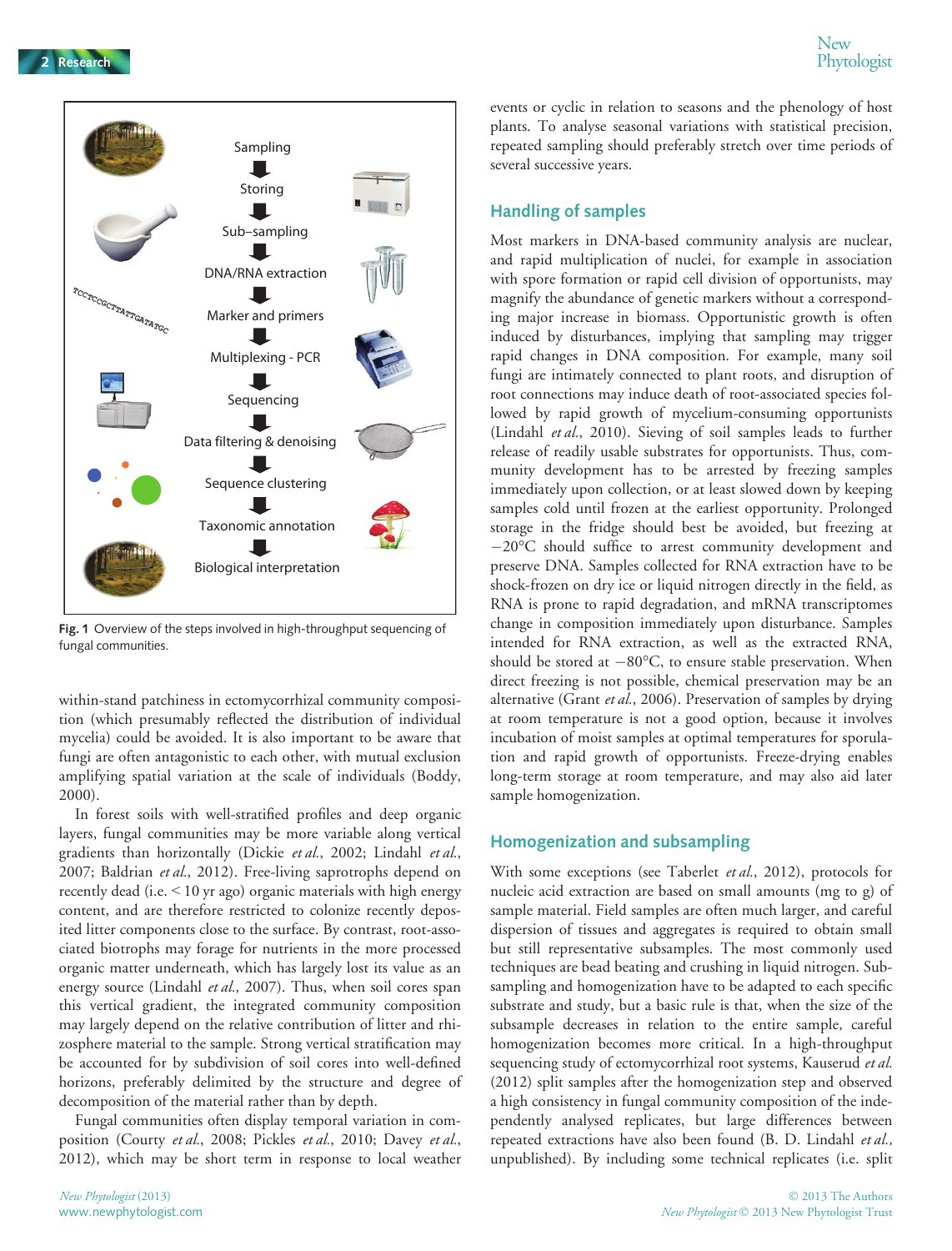Sampling

Storing

Sub–sampling

DNA/RNA extraction

Marker and primers

Multiplexing - PCR

Sequencing

Data filtering & denoising

Sequence clustering

Taxonomic annotation

Biological interpretation

**Fig. 1** Overview of the steps involved in high-throughput sequencing of fungal communities.

within-stand patchiness in ectomycorrhizal community composition (which presumably reflected the distribution of individual mycelia) could be avoided. It is also important to be aware that fungi are often antagonistic to each other, with mutual exclusion amplifying spatial variation at the scale of individuals (Boddy, 2000).

In forest soils with well-stratified profiles and deep organic layers, fungal communities may be more variable along vertical gradients than horizontally (Dickie *et al.*, 2002; Lindahl *et al.*, 2007; Baldrian *et al.*, 2012). Free-living saprotrophs depend on recently dead (i.e. < 10 yr ago) organic materials with high energy content, and are therefore restricted to colonize recently deposited litter components close to the surface. By contrast, root-associated biotrophs may forage for nutrients in the more processed organic matter underneath, which has largely lost its value as an energy source (Lindahl *et al.*, 2007). Thus, when soil cores span this vertical gradient, the integrated community composition may largely depend on the relative contribution of litter and rhizosphere material to the sample. Strong vertical stratification may be accounted for by subdivision of soil cores into well-defined horizons, preferably delimited by the structure and degree of decomposition of the material rather than by depth.

Fungal communities often display temporal variation in composition (Courty *et al.*, 2008; Pickles *et al.*, 2010; Davey *et al.*, 2012), which may be short term in response to local weather events or cyclic in relation to seasons and the phenology of host plants. To analyse seasonal variations with statistical precision, repeated sampling should preferably stretch over time periods of several successive years.

## Handling of samples

Most markers in DNA-based community analysis are nuclear, and rapid multiplication of nuclei, for example in association with spore formation or rapid cell division of opportunists, may magnify the abundance of genetic markers without a corresponding major increase in biomass. Opportunistic growth is often induced by disturbances, implying that sampling may trigger rapid changes in DNA composition. For example, many soil fungi are intimately connected to plant roots, and disruption of root connections may induce death of root-associated species followed by rapid growth of mycelium-consuming opportunists (Lindahl *et al.*, 2010). Sieving of soil samples leads to further release of readily usable substrates for opportunists. Thus, community development has to be arrested by freezing samples immediately upon collection, or at least slowed down by keeping samples cold until frozen at the earliest opportunity. Prolonged storage in the fridge should best be avoided, but freezing at −20°C should suffice to arrest community development and preserve DNA. Samples collected for RNA extraction have to be shock-frozen on dry ice or liquid nitrogen directly in the field, as RNA is prone to rapid degradation, and mRNA transcriptomes change in composition immediately upon disturbance. Samples intended for RNA extraction, as well as the extracted RNA, should be stored at −80°C, to ensure stable preservation. When direct freezing is not possible, chemical preservation may be an alternative (Grant *et al.*, 2006). Preservation of samples by drying at room temperature is not a good option, because it involves incubation of moist samples at optimal temperatures for sporulation and rapid growth of opportunists. Freeze-drying enables long-term storage at room temperature, and may also aid later sample homogenization.

## Homogenization and subsampling

With some exceptions (see Taberlet *et al.*, 2012), protocols for nucleic acid extraction are based on small amounts (mg to g) of sample material. Field samples are often much larger, and careful dispersion of tissues and aggregates is required to obtain small but still representative subsamples. The most commonly used techniques are bead beating and crushing in liquid nitrogen. Subsampling and homogenization have to be adapted to each specific substrate and study, but a basic rule is that, when the size of the subsample decreases in relation to the entire sample, careful homogenization becomes more critical. In a high-throughput sequencing study of ectomycorrhizal root systems, Kauserud *et al.* (2012) split samples after the homogenization step and observed a high consistency in fungal community composition of the independently analysed replicates, but large differences between repeated extractions have also been found (B. D. Lindahl *et al.*, unpublished). By including some technical replicates (i.e. split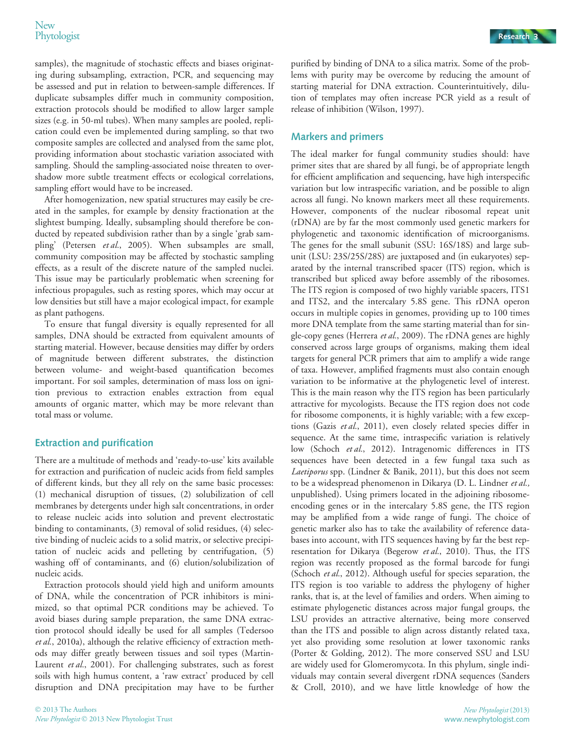samples), the magnitude of stochastic effects and biases originating during subsampling, extraction, PCR, and sequencing may be assessed and put in relation to between-sample differences. If duplicate subsamples differ much in community composition, extraction protocols should be modified to allow larger sample sizes (e.g. in 50-ml tubes). When many samples are pooled, replication could even be implemented during sampling, so that two composite samples are collected and analysed from the same plot, providing information about stochastic variation associated with sampling. Should the sampling-associated noise threaten to overshadow more subtle treatment effects or ecological correlations, sampling effort would have to be increased.

After homogenization, new spatial structures may easily be created in the samples, for example by density fractionation at the slightest bumping. Ideally, subsampling should therefore be conducted by repeated subdivision rather than by a single 'grab sampling' (Petersen *et al.*, 2005). When subsamples are small, community composition may be affected by stochastic sampling effects, as a result of the discrete nature of the sampled nuclei. This issue may be particularly problematic when screening for infectious propagules, such as resting spores, which may occur at low densities but still have a major ecological impact, for example as plant pathogens.

To ensure that fungal diversity is equally represented for all samples, DNA should be extracted from equivalent amounts of starting material. However, because densities may differ by orders of magnitude between different substrates, the distinction between volume- and weight-based quantification becomes important. For soil samples, determination of mass loss on ignition previous to extraction enables extraction from equal amounts of organic matter, which may be more relevant than total mass or volume.

## Extraction and purification

There are a multitude of methods and 'ready-to-use' kits available for extraction and purification of nucleic acids from field samples of different kinds, but they all rely on the same basic processes: (1) mechanical disruption of tissues, (2) solubilization of cell membranes by detergents under high salt concentrations, in order to release nucleic acids into solution and prevent electrostatic binding to contaminants, (3) removal of solid residues, (4) selective binding of nucleic acids to a solid matrix, or selective precipitation of nucleic acids and pelleting by centrifugation, (5) washing off of contaminants, and (6) elution/solubilization of nucleic acids.

Extraction protocols should yield high and uniform amounts of DNA, while the concentration of PCR inhibitors is minimized, so that optimal PCR conditions may be achieved. To avoid biases during sample preparation, the same DNA extraction protocol should ideally be used for all samples (Tedersoo *et al.*, 2010a), although the relative efficiency of extraction methods may differ greatly between tissues and soil types (Martin-Laurent *et al.*, 2001). For challenging substrates, such as forest soils with high humus content, a 'raw extract' produced by cell disruption and DNA precipitation may have to be further purified by binding of DNA to a silica matrix. Some of the problems with purity may be overcome by reducing the amount of starting material for DNA extraction. Counterintuitively, dilution of templates may often increase PCR yield as a result of release of inhibition (Wilson, 1997).

## Markers and primers

The ideal marker for fungal community studies should: have primer sites that are shared by all fungi, be of appropriate length for efficient amplification and sequencing, have high interspecific variation but low intraspecific variation, and be possible to align across all fungi. No known markers meet all these requirements. However, components of the nuclear ribosomal repeat unit (rDNA) are by far the most commonly used genetic markers for phylogenetic and taxonomic identification of microorganisms. The genes for the small subunit (SSU: 16S/18S) and large subunit (LSU: 23S/25S/28S) are juxtaposed and (in eukaryotes) separated by the internal transcribed spacer (ITS) region, which is transcribed but spliced away before assembly of the ribosomes. The ITS region is composed of two highly variable spacers, ITS1 and ITS2, and the intercalary 5.8S gene. This rDNA operon occurs in multiple copies in genomes, providing up to 100 times more DNA template from the same starting material than for single-copy genes (Herrera *et al.*, 2009). The rDNA genes are highly conserved across large groups of organisms, making them ideal targets for general PCR primers that aim to amplify a wide range of taxa. However, amplified fragments must also contain enough variation to be informative at the phylogenetic level of interest. This is the main reason why the ITS region has been particularly attractive for mycologists. Because the ITS region does not code for ribosome components, it is highly variable; with a few exceptions (Gazis *et al.*, 2011), even closely related species differ in sequence. At the same time, intraspecific variation is relatively low (Schoch *et al.*, 2012). Intragenomic differences in ITS sequences have been detected in a few fungal taxa such as *Laetiporus* spp. (Lindner & Banik, 2011), but this does not seem to be a widespread phenomenon in Dikarya (D. L. Lindner *et al.*, unpublished). Using primers located in the adjoining ribosome-encoding genes or in the intercalary 5.8S gene, the ITS region may be amplified from a wide range of fungi. The choice of genetic marker also has to take the availability of reference databases into account, with ITS sequences having by far the best representation for Dikarya (Begerow *et al.*, 2010). Thus, the ITS region was recently proposed as the formal barcode for fungi (Schoch *et al.*, 2012). Although useful for species separation, the ITS region is too variable to address the phylogeny of higher ranks, that is, at the level of families and orders. When aiming to estimate phylogenetic distances across major fungal groups, the LSU provides an attractive alternative, being more conserved than the ITS and possible to align across distantly related taxa, yet also providing some resolution at lower taxonomic ranks (Porter & Golding, 2012). The more conserved SSU and LSU are widely used for Glomeromycota. In this phylum, single individuals may contain several divergent rDNA sequences (Sanders & Croll, 2010), and we have little knowledge of how the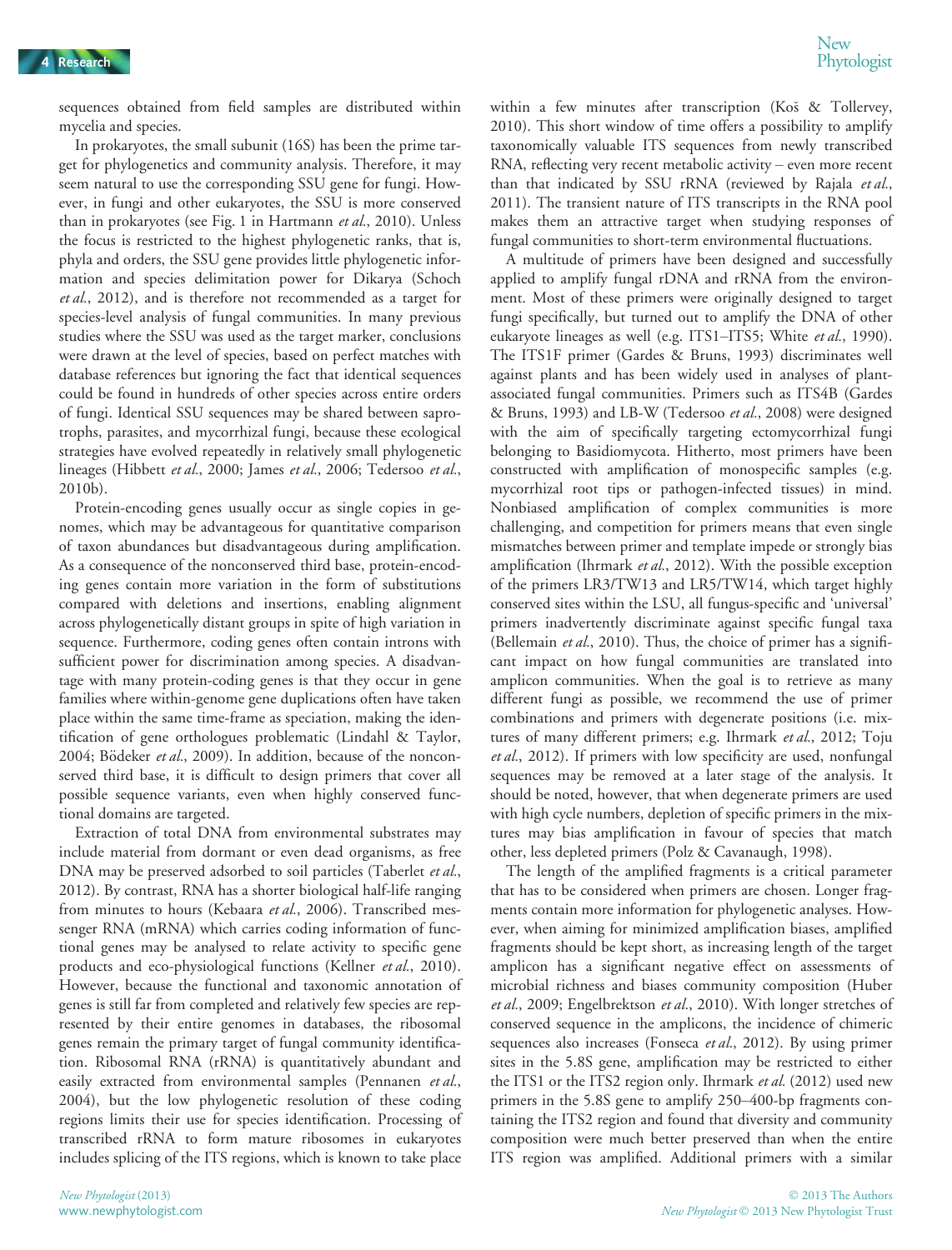sequences obtained from field samples are distributed within mycelia and species.

In prokaryotes, the small subunit (16S) has been the prime target for phylogenetics and community analysis. Therefore, it may seem natural to use the corresponding SSU gene for fungi. However, in fungi and other eukaryotes, the SSU is more conserved than in prokaryotes (see Fig. 1 in Hartmann *et al.*, 2010). Unless the focus is restricted to the highest phylogenetic ranks, that is, phyla and orders, the SSU gene provides little phylogenetic information and species delimitation power for Dikarya (Schoch *et al.*, 2012), and is therefore not recommended as a target for species-level analysis of fungal communities. In many previous studies where the SSU was used as the target marker, conclusions were drawn at the level of species, based on perfect matches with database references but ignoring the fact that identical sequences could be found in hundreds of other species across entire orders of fungi. Identical SSU sequences may be shared between saprotrophs, parasites, and mycorrhizal fungi, because these ecological strategies have evolved repeatedly in relatively small phylogenetic lineages (Hibbett *et al.*, 2000; James *et al.*, 2006; Tedersoo *et al.*, 2010b).

Protein-encoding genes usually occur as single copies in genomes, which may be advantageous for quantitative comparison of taxon abundances but disadvantageous during amplification. As a consequence of the nonconserved third base, protein-encoding genes contain more variation in the form of substitutions compared with deletions and insertions, enabling alignment across phylogenetically distant groups in spite of high variation in sequence. Furthermore, coding genes often contain introns with sufficient power for discrimination among species. A disadvantage with many protein-coding genes is that they occur in gene families where within-genome gene duplications often have taken place within the same time-frame as speciation, making the identification of gene orthologues problematic (Lindahl & Taylor, 2004; Bödeker *et al.*, 2009). In addition, because of the nonconserved third base, it is difficult to design primers that cover all possible sequence variants, even when highly conserved functional domains are targeted.

Extraction of total DNA from environmental substrates may include material from dormant or even dead organisms, as free DNA may be preserved adsorbed to soil particles (Taberlet *et al.*, 2012). By contrast, RNA has a shorter biological half-life ranging from minutes to hours (Kebaara *et al.*, 2006). Transcribed messenger RNA (mRNA) which carries coding information of functional genes may be analysed to relate activity to specific gene products and eco-physiological functions (Kellner *et al.*, 2010). However, because the functional and taxonomic annotation of genes is still far from completed and relatively few species are represented by their entire genomes in databases, the ribosomal genes remain the primary target of fungal community identification. Ribosomal RNA (rRNA) is quantitatively abundant and easily extracted from environmental samples (Pennanen *et al.*, 2004), but the low phylogenetic resolution of these coding regions limits their use for species identification. Processing of transcribed rRNA to form mature ribosomes in eukaryotes includes splicing of the ITS regions, which is known to take place within a few minutes after transcription (Koš & Tollervey, 2010). This short window of time offers a possibility to amplify taxonomically valuable ITS sequences from newly transcribed RNA, reflecting very recent metabolic activity – even more recent than that indicated by SSU rRNA (reviewed by Rajala *et al.*, 2011). The transient nature of ITS transcripts in the RNA pool makes them an attractive target when studying responses of fungal communities to short-term environmental fluctuations.

A multitude of primers have been designed and successfully applied to amplify fungal rDNA and rRNA from the environment. Most of these primers were originally designed to target fungi specifically, but turned out to amplify the DNA of other eukaryote lineages as well (e.g. ITS1–ITS5; White *et al.*, 1990). The ITS1F primer (Gardes & Bruns, 1993) discriminates well against plants and has been widely used in analyses of plant-associated fungal communities. Primers such as ITS4B (Gardes & Bruns, 1993) and LB-W (Tedersoo *et al.*, 2008) were designed with the aim of specifically targeting ectomycorrhizal fungi belonging to Basidiomycota. Hitherto, most primers have been constructed with amplification of monospecific samples (e.g. mycorrhizal root tips or pathogen-infected tissues) in mind. Nonbiased amplification of complex communities is more challenging, and competition for primers means that even single mismatches between primer and template impede or strongly bias amplification (Ihrmark *et al.*, 2012). With the possible exception of the primers LR3/TW13 and LR5/TW14, which target highly conserved sites within the LSU, all fungus-specific and 'universal' primers inadvertently discriminate against specific fungal taxa (Bellemain *et al.*, 2010). Thus, the choice of primer has a significant impact on how fungal communities are translated into amplicon communities. When the goal is to retrieve as many different fungi as possible, we recommend the use of primer combinations and primers with degenerate positions (i.e. mixtures of many different primers; e.g. Ihrmark *et al.*, 2012; Toju *et al.*, 2012). If primers with low specificity are used, nonfungal sequences may be removed at a later stage of the analysis. It should be noted, however, that when degenerate primers are used with high cycle numbers, depletion of specific primers in the mixtures may bias amplification in favour of species that match other, less depleted primers (Polz & Cavanaugh, 1998).

The length of the amplified fragments is a critical parameter that has to be considered when primers are chosen. Longer fragments contain more information for phylogenetic analyses. However, when aiming for minimized amplification biases, amplified fragments should be kept short, as increasing length of the target amplicon has a significant negative effect on assessments of microbial richness and biases community composition (Huber *et al.*, 2009; Engelbrektson *et al.*, 2010). With longer stretches of conserved sequence in the amplicons, the incidence of chimeric sequences also increases (Fonseca *et al.*, 2012). By using primer sites in the 5.8S gene, amplification may be restricted to either the ITS1 or the ITS2 region only. Ihrmark *et al.* (2012) used new primers in the 5.8S gene to amplify 250–400-bp fragments containing the ITS2 region and found that diversity and community composition were much better preserved than when the entire ITS region was amplified. Additional primers with a similar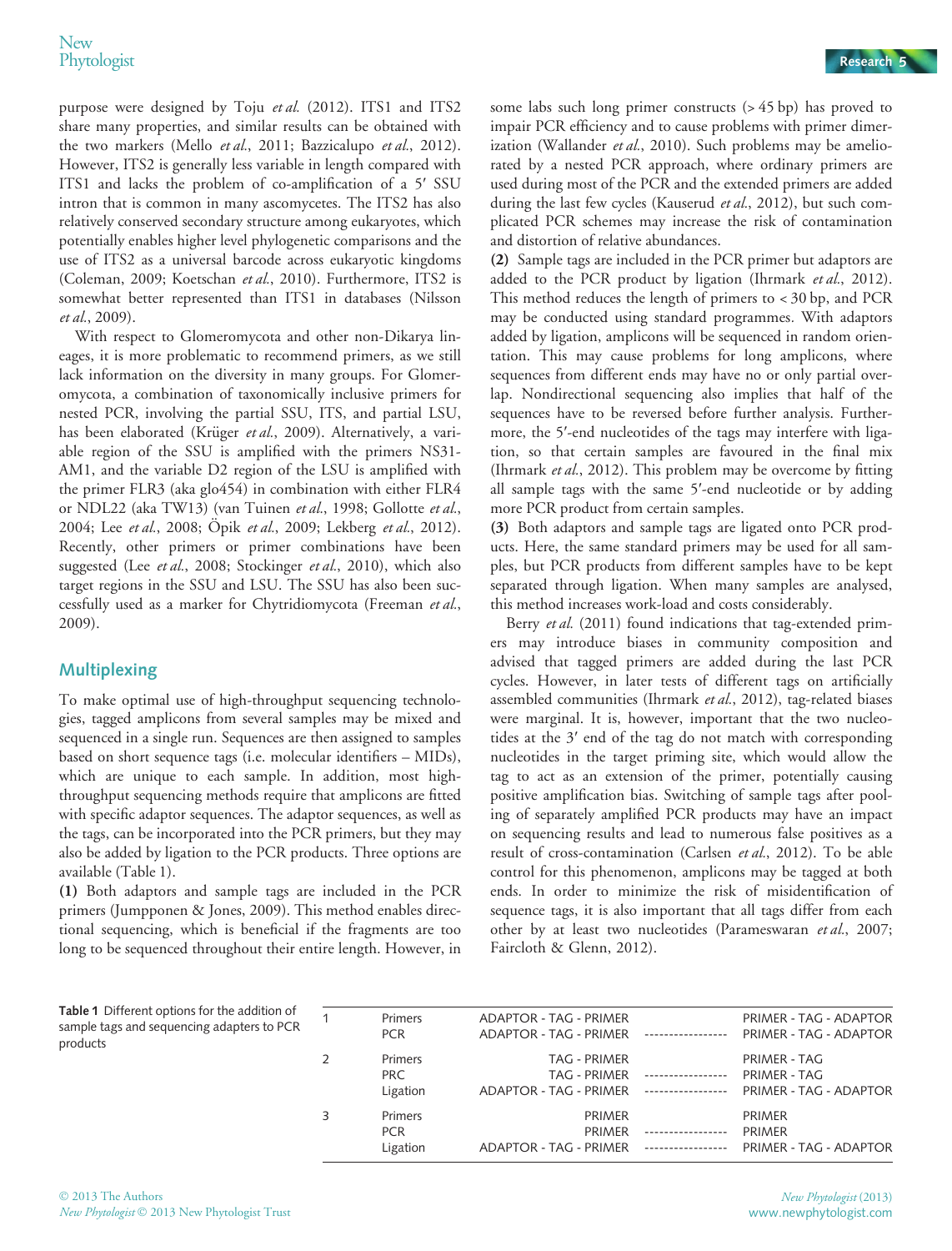purpose were designed by Toju *et al.* (2012). ITS1 and ITS2 share many properties, and similar results can be obtained with the two markers (Mello *et al.*, 2011; Bazzicalupo *et al.*, 2012). However, ITS2 is generally less variable in length compared with ITS1 and lacks the problem of co-amplification of a 5′ SSU intron that is common in many ascomycetes. The ITS2 has also relatively conserved secondary structure among eukaryotes, which potentially enables higher level phylogenetic comparisons and the use of ITS2 as a universal barcode across eukaryotic kingdoms (Coleman, 2009; Koetschan *et al.*, 2010). Furthermore, ITS2 is somewhat better represented than ITS1 in databases (Nilsson *et al.*, 2009).

With respect to Glomeromycota and other non-Dikarya lineages, it is more problematic to recommend primers, as we still lack information on the diversity in many groups. For Glomeromycota, a combination of taxonomically inclusive primers for nested PCR, involving the partial SSU, ITS, and partial LSU, has been elaborated (Krüger *et al.*, 2009). Alternatively, a variable region of the SSU is amplified with the primers NS31-AM1, and the variable D2 region of the LSU is amplified with the primer FLR3 (aka glo454) in combination with either FLR4 or NDL22 (aka TW13) (van Tuinen *et al.*, 1998; Gollotte *et al.*, 2004; Lee *et al.*, 2008; Öpik *et al.*, 2009; Lekberg *et al.*, 2012). Recently, other primers or primer combinations have been suggested (Lee *et al.*, 2008; Stockinger *et al.*, 2010), which also target regions in the SSU and LSU. The SSU has also been successfully used as a marker for Chytridiomycota (Freeman *et al.*, 2009).

## Multiplexing

To make optimal use of high-throughput sequencing technologies, tagged amplicons from several samples may be mixed and sequenced in a single run. Sequences are then assigned to samples based on short sequence tags (i.e. molecular identifiers – MIDs), which are unique to each sample. In addition, most high-throughput sequencing methods require that amplicons are fitted with specific adaptor sequences. The adaptor sequences, as well as the tags, can be incorporated into the PCR primers, but they may also be added by ligation to the PCR products. Three options are available (Table 1).

**(1)** Both adaptors and sample tags are included in the PCR primers (Jumpponen & Jones, 2009). This method enables directional sequencing, which is beneficial if the fragments are too long to be sequenced throughout their entire length. However, in some labs such long primer constructs (> 45 bp) has proved to impair PCR efficiency and to cause problems with primer dimerization (Wallander *et al.*, 2010). Such problems may be ameliorated by a nested PCR approach, where ordinary primers are used during most of the PCR and the extended primers are added during the last few cycles (Kauserud *et al.*, 2012), but such complicated PCR schemes may increase the risk of contamination and distortion of relative abundances.

**(2)** Sample tags are included in the PCR primer but adaptors are added to the PCR product by ligation (Ihrmark *et al.*, 2012). This method reduces the length of primers to < 30 bp, and PCR may be conducted using standard programmes. With adaptors added by ligation, amplicons will be sequenced in random orientation. This may cause problems for long amplicons, where sequences from different ends may have no or only partial overlap. Nondirectional sequencing also implies that half of the sequences have to be reversed before further analysis. Furthermore, the 5′-end nucleotides of the tags may interfere with ligation, so that certain samples are favoured in the final mix (Ihrmark *et al.*, 2012). This problem may be overcome by fitting all sample tags with the same 5′-end nucleotide or by adding more PCR product from certain samples.

**(3)** Both adaptors and sample tags are ligated onto PCR products. Here, the same standard primers may be used for all samples, but PCR products from different samples have to be kept separated through ligation. When many samples are analysed, this method increases work-load and costs considerably.

Berry *et al.* (2011) found indications that tag-extended primers may introduce biases in community composition and advised that tagged primers are added during the last PCR cycles. However, in later tests of different tags on artificially assembled communities (Ihrmark *et al.*, 2012), tag-related biases were marginal. It is, however, important that the two nucleotides at the 3′ end of the tag do not match with corresponding nucleotides in the target priming site, which would allow the tag to act as an extension of the primer, potentially causing positive amplification bias. Switching of sample tags after pooling of separately amplified PCR products may have an impact on sequencing results and lead to numerous false positives as a result of cross-contamination (Carlsen *et al.*, 2012). To be able control for this phenomenon, amplicons may be tagged at both ends. In order to minimize the risk of misidentification of sequence tags, it is also important that all tags differ from each other by at least two nucleotides (Parameswaran *et al.*, 2007; Faircloth & Glenn, 2012).

**Table 1** Different options for the addition of sample tags and sequencing adapters to PCR products

| | | | | |
|---|---|---|---|---|
| 1 | Primers | ADAPTOR - TAG - PRIMER | | PRIMER - TAG - ADAPTOR |
| | PCR | ADAPTOR - TAG - PRIMER | ----------------- | PRIMER - TAG - ADAPTOR |
| 2 | Primers | TAG - PRIMER | | PRIMER - TAG |
| | PRC | TAG - PRIMER | ----------------- | PRIMER - TAG |
| | Ligation | ADAPTOR - TAG - PRIMER | ----------------- | PRIMER - TAG - ADAPTOR |
| 3 | Primers | PRIMER | | PRIMER |
| | PCR | PRIMER | ----------------- | PRIMER |
| | Ligation | ADAPTOR - TAG - PRIMER | ----------------- | PRIMER - TAG - ADAPTOR |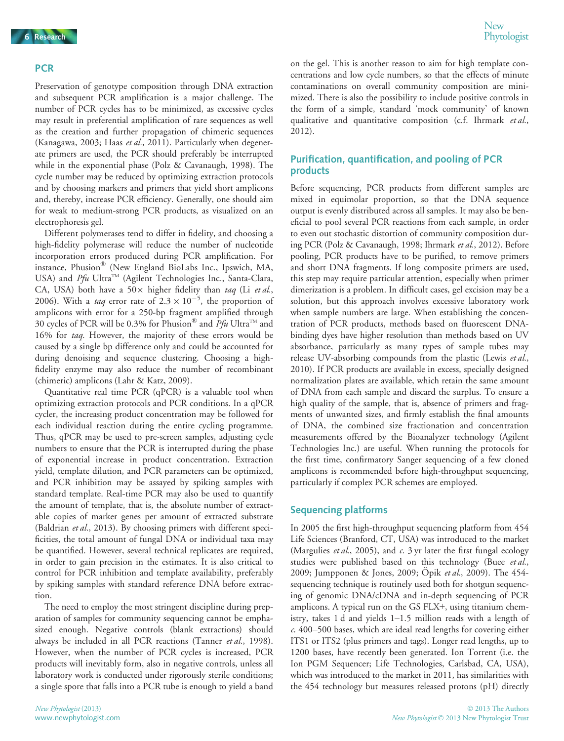## PCR

Preservation of genotype composition through DNA extraction and subsequent PCR amplification is a major challenge. The number of PCR cycles has to be minimized, as excessive cycles may result in preferential amplification of rare sequences as well as the creation and further propagation of chimeric sequences (Kanagawa, 2003; Haas *et al.*, 2011). Particularly when degenerate primers are used, the PCR should preferably be interrupted while in the exponential phase (Polz & Cavanaugh, 1998). The cycle number may be reduced by optimizing extraction protocols and by choosing markers and primers that yield short amplicons and, thereby, increase PCR efficiency. Generally, one should aim for weak to medium-strong PCR products, as visualized on an electrophoresis gel.

Different polymerases tend to differ in fidelity, and choosing a high-fidelity polymerase will reduce the number of nucleotide incorporation errors produced during PCR amplification. For instance, Phusion® (New England BioLabs Inc., Ipswich, MA, USA) and *Pfu* Ultra™ (Agilent Technologies Inc., Santa-Clara, CA, USA) both have a 50× higher fidelity than *taq* (Li *et al.*, 2006). With a *taq* error rate of $2.3 \times 10^{-5}$, the proportion of amplicons with error for a 250-bp fragment amplified through 30 cycles of PCR will be 0.3% for Phusion® and *Pfu* Ultra™ and 16% for *taq*. However, the majority of these errors would be caused by a single bp difference only and could be accounted for during denoising and sequence clustering. Choosing a high-fidelity enzyme may also reduce the number of recombinant (chimeric) amplicons (Lahr & Katz, 2009).

Quantitative real time PCR (qPCR) is a valuable tool when optimizing extraction protocols and PCR conditions. In a qPCR cycler, the increasing product concentration may be followed for each individual reaction during the entire cycling programme. Thus, qPCR may be used to pre-screen samples, adjusting cycle numbers to ensure that the PCR is interrupted during the phase of exponential increase in product concentration. Extraction yield, template dilution, and PCR parameters can be optimized, and PCR inhibition may be assayed by spiking samples with standard template. Real-time PCR may also be used to quantify the amount of template, that is, the absolute number of extractable copies of marker genes per amount of extracted substrate (Baldrian *et al.*, 2013). By choosing primers with different specificities, the total amount of fungal DNA or individual taxa may be quantified. However, several technical replicates are required, in order to gain precision in the estimates. It is also critical to control for PCR inhibition and template availability, preferably by spiking samples with standard reference DNA before extraction.

The need to employ the most stringent discipline during preparation of samples for community sequencing cannot be emphasized enough. Negative controls (blank extractions) should always be included in all PCR reactions (Tanner *et al.*, 1998). However, when the number of PCR cycles is increased, PCR products will inevitably form, also in negative controls, unless all laboratory work is conducted under rigorously sterile conditions; a single spore that falls into a PCR tube is enough to yield a band on the gel. This is another reason to aim for high template concentrations and low cycle numbers, so that the effects of minute contaminations on overall community composition are minimized. There is also the possibility to include positive controls in the form of a simple, standard 'mock community' of known qualitative and quantitative composition (c.f. Ihrmark *et al.*, 2012).

## Purification, quantification, and pooling of PCR products

Before sequencing, PCR products from different samples are mixed in equimolar proportion, so that the DNA sequence output is evenly distributed across all samples. It may also be beneficial to pool several PCR reactions from each sample, in order to even out stochastic distortion of community composition during PCR (Polz & Cavanaugh, 1998; Ihrmark *et al.*, 2012). Before pooling, PCR products have to be purified, to remove primers and short DNA fragments. If long composite primers are used, this step may require particular attention, especially when primer dimerization is a problem. In difficult cases, gel excision may be a solution, but this approach involves excessive laboratory work when sample numbers are large. When establishing the concentration of PCR products, methods based on fluorescent DNA-binding dyes have higher resolution than methods based on UV absorbance, particularly as many types of sample tubes may release UV-absorbing compounds from the plastic (Lewis *et al.*, 2010). If PCR products are available in excess, specially designed normalization plates are available, which retain the same amount of DNA from each sample and discard the surplus. To ensure a high quality of the sample, that is, absence of primers and fragments of unwanted sizes, and firmly establish the final amounts of DNA, the combined size fractionation and concentration measurements offered by the Bioanalyzer technology (Agilent Technologies Inc.) are useful. When running the protocols for the first time, confirmatory Sanger sequencing of a few cloned amplicons is recommended before high-throughput sequencing, particularly if complex PCR schemes are employed.

## Sequencing platforms

In 2005 the first high-throughput sequencing platform from 454 Life Sciences (Branford, CT, USA) was introduced to the market (Margulies *et al.*, 2005), and *c.* 3 yr later the first fungal ecology studies were published based on this technology (Buee *et al.*, 2009; Jumpponen & Jones, 2009; Öpik *et al.*, 2009). The 454-sequencing technique is routinely used both for shotgun sequencing of genomic DNA/cDNA and in-depth sequencing of PCR amplicons. A typical run on the GS FLX+, using titanium chemistry, takes 1 d and yields 1–1.5 million reads with a length of *c.* 400–500 bases, which are ideal read lengths for covering either ITS1 or ITS2 (plus primers and tags). Longer read lengths, up to 1200 bases, have recently been generated. Ion Torrent (i.e. the Ion PGM Sequencer; Life Technologies, Carlsbad, CA, USA), which was introduced to the market in 2011, has similarities with the 454 technology but measures released protons (pH) directly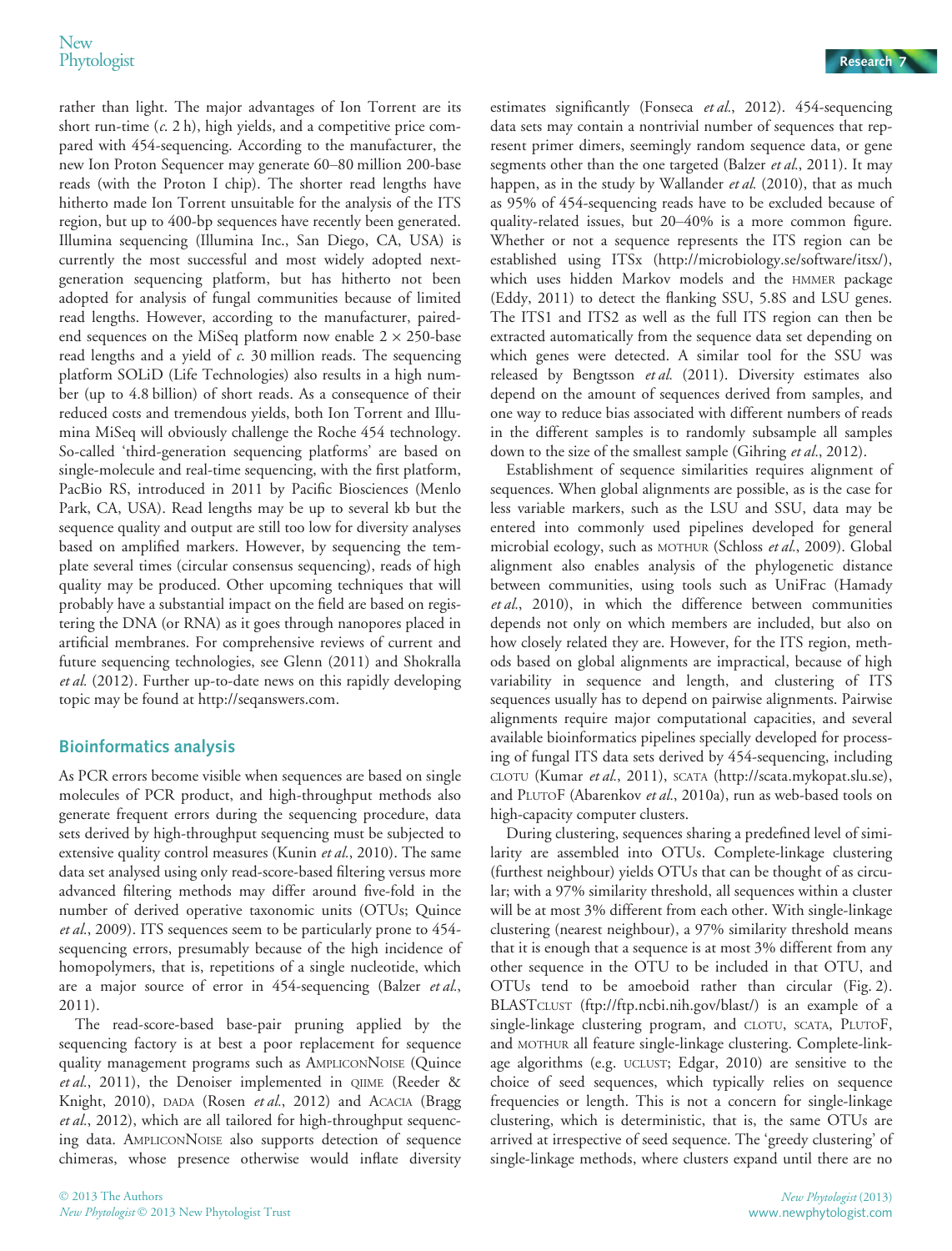rather than light. The major advantages of Ion Torrent are its short run-time (*c.* 2 h), high yields, and a competitive price compared with 454-sequencing. According to the manufacturer, the new Ion Proton Sequencer may generate 60–80 million 200-base reads (with the Proton I chip). The shorter read lengths have hitherto made Ion Torrent unsuitable for the analysis of the ITS region, but up to 400-bp sequences have recently been generated. Illumina sequencing (Illumina Inc., San Diego, CA, USA) is currently the most successful and most widely adopted next-generation sequencing platform, but has hitherto not been adopted for analysis of fungal communities because of limited read lengths. However, according to the manufacturer, paired-end sequences on the MiSeq platform now enable $2 \times 250$-base read lengths and a yield of *c.* 30 million reads. The sequencing platform SOLiD (Life Technologies) also results in a high number (up to 4.8 billion) of short reads. As a consequence of their reduced costs and tremendous yields, both Ion Torrent and Illumina MiSeq will obviously challenge the Roche 454 technology. So-called 'third-generation sequencing platforms' are based on single-molecule and real-time sequencing, with the first platform, PacBio RS, introduced in 2011 by Pacific Biosciences (Menlo Park, CA, USA). Read lengths may be up to several kb but the sequence quality and output are still too low for diversity analyses based on amplified markers. However, by sequencing the template several times (circular consensus sequencing), reads of high quality may be produced. Other upcoming techniques that will probably have a substantial impact on the field are based on registering the DNA (or RNA) as it goes through nanopores placed in artificial membranes. For comprehensive reviews of current and future sequencing technologies, see Glenn (2011) and Shokralla *et al.* (2012). Further up-to-date news on this rapidly developing topic may be found at http://seqanswers.com.

## Bioinformatics analysis

As PCR errors become visible when sequences are based on single molecules of PCR product, and high-throughput methods also generate frequent errors during the sequencing procedure, data sets derived by high-throughput sequencing must be subjected to extensive quality control measures (Kunin *et al.*, 2010). The same data set analysed using only read-score-based filtering versus more advanced filtering methods may differ around five-fold in the number of derived operative taxonomic units (OTUs; Quince *et al.*, 2009). ITS sequences seem to be particularly prone to 454-sequencing errors, presumably because of the high incidence of homopolymers, that is, repetitions of a single nucleotide, which are a major source of error in 454-sequencing (Balzer *et al.*, 2011).

The read-score-based base-pair pruning applied by the sequencing factory is at best a poor replacement for sequence quality management programs such as AmpliconNoise (Quince *et al.*, 2011), the Denoiser implemented in qiime (Reeder & Knight, 2010), dada (Rosen *et al.*, 2012) and Acacia (Bragg *et al.*, 2012), which are all tailored for high-throughput sequencing data. AmpliconNoise also supports detection of sequence chimeras, whose presence otherwise would inflate diversity estimates significantly (Fonseca *et al.*, 2012). 454-sequencing data sets may contain a nontrivial number of sequences that represent primer dimers, seemingly random sequence data, or gene segments other than the one targeted (Balzer *et al.*, 2011). It may happen, as in the study by Wallander *et al.* (2010), that as much as 95% of 454-sequencing reads have to be excluded because of quality-related issues, but 20–40% is a more common figure. Whether or not a sequence represents the ITS region can be established using ITSx (http://microbiology.se/software/itsx/), which uses hidden Markov models and the hmmer package (Eddy, 2011) to detect the flanking SSU, 5.8S and LSU genes. The ITS1 and ITS2 as well as the full ITS region can then be extracted automatically from the sequence data set depending on which genes were detected. A similar tool for the SSU was released by Bengtsson *et al.* (2011). Diversity estimates also depend on the amount of sequences derived from samples, and one way to reduce bias associated with different numbers of reads in the different samples is to randomly subsample all samples down to the size of the smallest sample (Gihring *et al.*, 2012).

Establishment of sequence similarities requires alignment of sequences. When global alignments are possible, as is the case for less variable markers, such as the LSU and SSU, data may be entered into commonly used pipelines developed for general microbial ecology, such as mothur (Schloss *et al.*, 2009). Global alignment also enables analysis of the phylogenetic distance between communities, using tools such as UniFrac (Hamady *et al.*, 2010), in which the difference between communities depends not only on which members are included, but also on how closely related they are. However, for the ITS region, methods based on global alignments are impractical, because of high variability in sequence and length, and clustering of ITS sequences usually has to depend on pairwise alignments. Pairwise alignments require major computational capacities, and several available bioinformatics pipelines specially developed for processing of fungal ITS data sets derived by 454-sequencing, including clotu (Kumar *et al.*, 2011), scata (http://scata.mykopat.slu.se), and PlutoF (Abarenkov *et al.*, 2010a), run as web-based tools on high-capacity computer clusters.

During clustering, sequences sharing a predefined level of similarity are assembled into OTUs. Complete-linkage clustering (furthest neighbour) yields OTUs that can be thought of as circular; with a 97% similarity threshold, all sequences within a cluster will be at most 3% different from each other. With single-linkage clustering (nearest neighbour), a 97% similarity threshold means that it is enough that a sequence is at most 3% different from any other sequence in the OTU to be included in that OTU, and OTUs tend to be amoeboid rather than circular (Fig. 2). BLASTclust (ftp://ftp.ncbi.nih.gov/blast/) is an example of a single-linkage clustering program, and clotu, scata, PlutoF, and mothur all feature single-linkage clustering. Complete-linkage algorithms (e.g. uclust; Edgar, 2010) are sensitive to the choice of seed sequences, which typically relies on sequence frequencies or length. This is not a concern for single-linkage clustering, which is deterministic, that is, the same OTUs are arrived at irrespective of seed sequence. The 'greedy clustering' of single-linkage methods, where clusters expand until there are no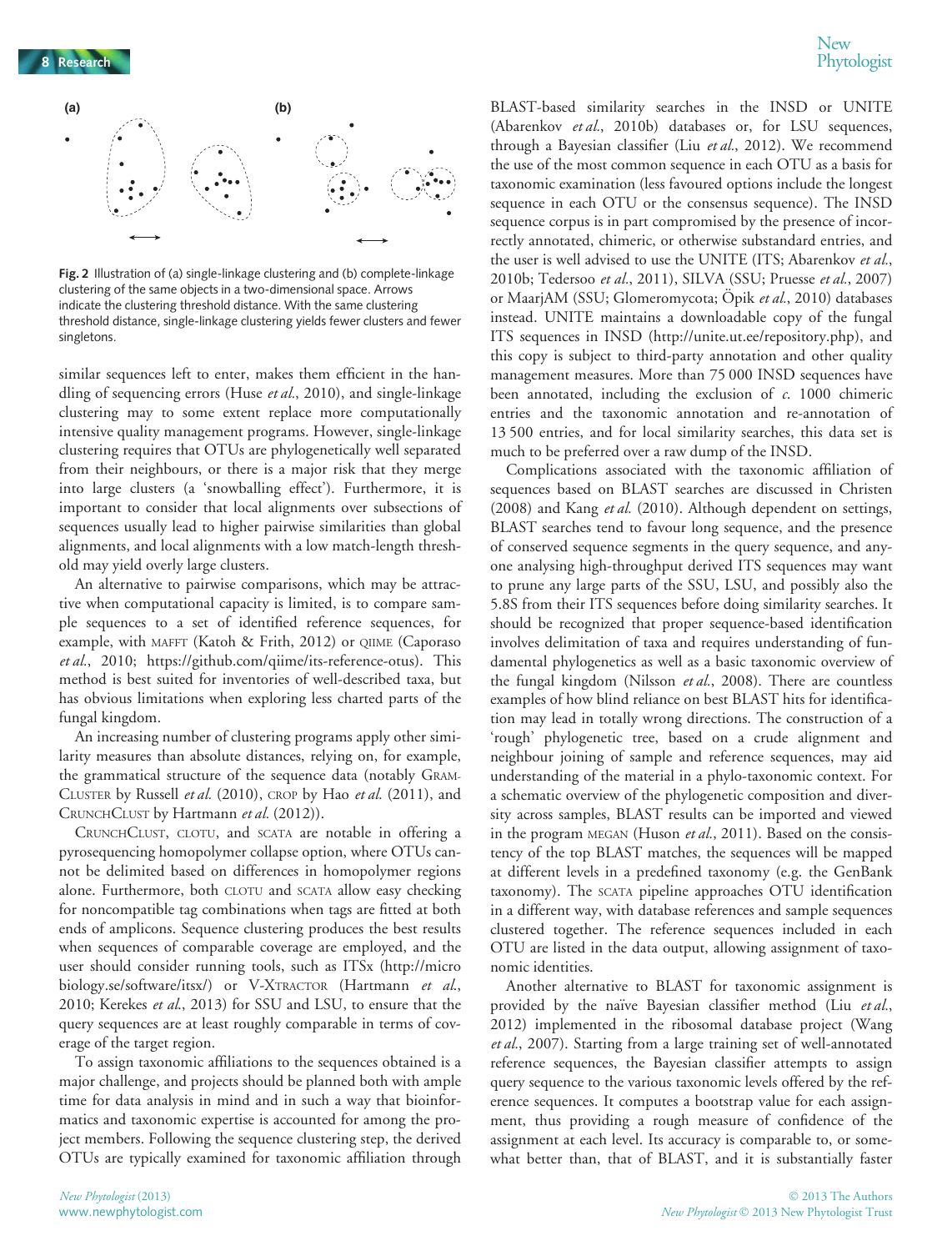**Fig. 2** Illustration of (a) single-linkage clustering and (b) complete-linkage clustering of the same objects in a two-dimensional space. Arrows indicate the clustering threshold distance. With the same clustering threshold distance, single-linkage clustering yields fewer clusters and fewer singletons.

similar sequences left to enter, makes them efficient in the handling of sequencing errors (Huse *et al.*, 2010), and single-linkage clustering may to some extent replace more computationally intensive quality management programs. However, single-linkage clustering requires that OTUs are phylogenetically well separated from their neighbours, or there is a major risk that they merge into large clusters (a 'snowballing effect'). Furthermore, it is important to consider that local alignments over subsections of sequences usually lead to higher pairwise similarities than global alignments, and local alignments with a low match-length threshold may yield overly large clusters.

An alternative to pairwise comparisons, which may be attractive when computational capacity is limited, is to compare sample sequences to a set of identified reference sequences, for example, with MAFFT (Katoh & Frith, 2012) or QIIME (Caporaso *et al.*, 2010; https://github.com/qiime/its-reference-otus). This method is best suited for inventories of well-described taxa, but has obvious limitations when exploring less charted parts of the fungal kingdom.

An increasing number of clustering programs apply other similarity measures than absolute distances, relying on, for example, the grammatical structure of the sequence data (notably GRAMCLUSTER by Russell *et al.* (2010), CROP by Hao *et al.* (2011), and CRUNCHCLUST by Hartmann *et al.* (2012)).

CRUNCHCLUST, CLOTU, and SCATA are notable in offering a pyrosequencing homopolymer collapse option, where OTUs cannot be delimited based on differences in homopolymer regions alone. Furthermore, both CLOTU and SCATA allow easy checking for noncompatible tag combinations when tags are fitted at both ends of amplicons. Sequence clustering produces the best results when sequences of comparable coverage are employed, and the user should consider running tools, such as ITSx (http://microbiology.se/software/itsx/) or V-XTRACTOR (Hartmann *et al.*, 2010; Kerekes *et al.*, 2013) for SSU and LSU, to ensure that the query sequences are at least roughly comparable in terms of coverage of the target region.

To assign taxonomic affiliations to the sequences obtained is a major challenge, and projects should be planned both with ample time for data analysis in mind and in such a way that bioinformatics and taxonomic expertise is accounted for among the project members. Following the sequence clustering step, the derived OTUs are typically examined for taxonomic affiliation through BLAST-based similarity searches in the INSD or UNITE (Abarenkov *et al.*, 2010b) databases or, for LSU sequences, through a Bayesian classifier (Liu *et al.*, 2012). We recommend the use of the most common sequence in each OTU as a basis for taxonomic examination (less favoured options include the longest sequence in each OTU or the consensus sequence). The INSD sequence corpus is in part compromised by the presence of incorrectly annotated, chimeric, or otherwise substandard entries, and the user is well advised to use the UNITE (ITS; Abarenkov *et al.*, 2010b; Tedersoo *et al.*, 2011), SILVA (SSU; Pruesse *et al.*, 2007) or MaarjAM (SSU; Glomeromycota; Öpik *et al.*, 2010) databases instead. UNITE maintains a downloadable copy of the fungal ITS sequences in INSD (http://unite.ut.ee/repository.php), and this copy is subject to third-party annotation and other quality management measures. More than 75 000 INSD sequences have been annotated, including the exclusion of *c.* 1000 chimeric entries and the taxonomic annotation and re-annotation of 13 500 entries, and for local similarity searches, this data set is much to be preferred over a raw dump of the INSD.

Complications associated with the taxonomic affiliation of sequences based on BLAST searches are discussed in Christen (2008) and Kang *et al.* (2010). Although dependent on settings, BLAST searches tend to favour long sequence, and the presence of conserved sequence segments in the query sequence, and anyone analysing high-throughput derived ITS sequences may want to prune any large parts of the SSU, LSU, and possibly also the 5.8S from their ITS sequences before doing similarity searches. It should be recognized that proper sequence-based identification involves delimitation of taxa and requires understanding of fundamental phylogenetics as well as a basic taxonomic overview of the fungal kingdom (Nilsson *et al.*, 2008). There are countless examples of how blind reliance on best BLAST hits for identification may lead in totally wrong directions. The construction of a 'rough' phylogenetic tree, based on a crude alignment and neighbour joining of sample and reference sequences, may aid understanding of the material in a phylo-taxonomic context. For a schematic overview of the phylogenetic composition and diversity across samples, BLAST results can be imported and viewed in the program MEGAN (Huson *et al.*, 2011). Based on the consistency of the top BLAST matches, the sequences will be mapped at different levels in a predefined taxonomy (e.g. the GenBank taxonomy). The SCATA pipeline approaches OTU identification in a different way, with database references and sample sequences clustered together. The reference sequences included in each OTU are listed in the data output, allowing assignment of taxonomic identities.

Another alternative to BLAST for taxonomic assignment is provided by the naïve Bayesian classifier method (Liu *et al.*, 2012) implemented in the ribosomal database project (Wang *et al.*, 2007). Starting from a large training set of well-annotated reference sequences, the Bayesian classifier attempts to assign query sequence to the various taxonomic levels offered by the reference sequences. It computes a bootstrap value for each assignment, thus providing a rough measure of confidence of the assignment at each level. Its accuracy is comparable to, or somewhat better than, that of BLAST, and it is substantially faster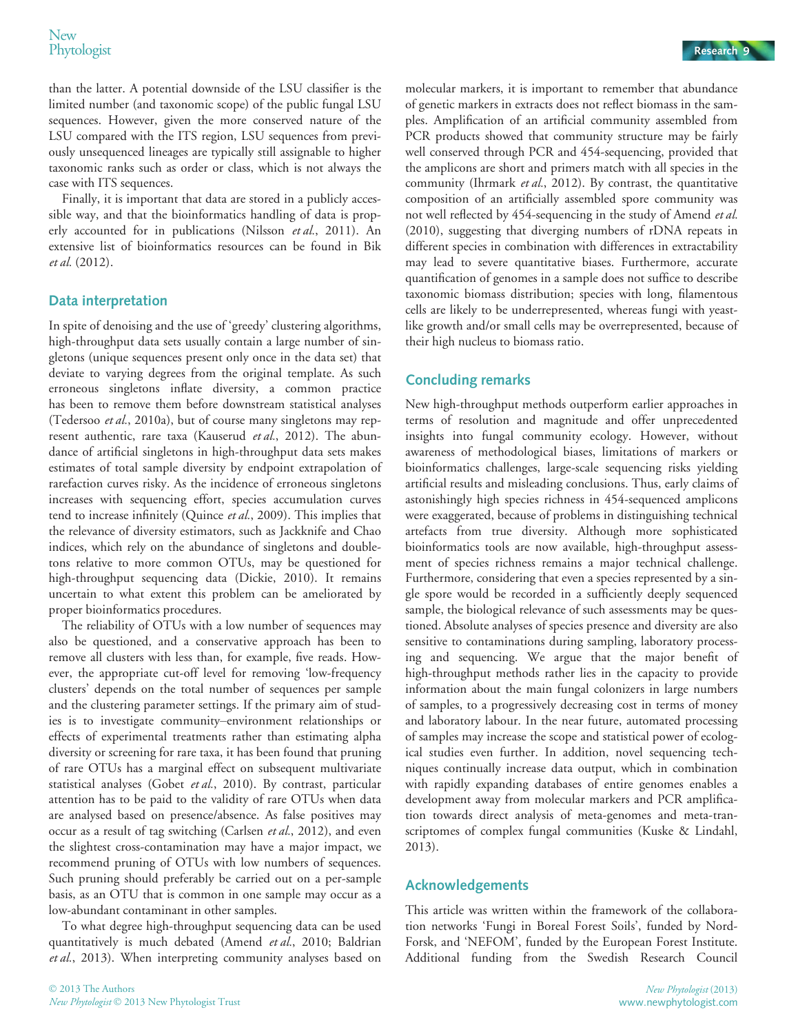than the latter. A potential downside of the LSU classifier is the limited number (and taxonomic scope) of the public fungal LSU sequences. However, given the more conserved nature of the LSU compared with the ITS region, LSU sequences from previously unsequenced lineages are typically still assignable to higher taxonomic ranks such as order or class, which is not always the case with ITS sequences.

Finally, it is important that data are stored in a publicly accessible way, and that the bioinformatics handling of data is properly accounted for in publications (Nilsson *et al.*, 2011). An extensive list of bioinformatics resources can be found in Bik *et al.* (2012).

## Data interpretation

In spite of denoising and the use of 'greedy' clustering algorithms, high-throughput data sets usually contain a large number of singletons (unique sequences present only once in the data set) that deviate to varying degrees from the original template. As such erroneous singletons inflate diversity, a common practice has been to remove them before downstream statistical analyses (Tedersoo *et al.*, 2010a), but of course many singletons may represent authentic, rare taxa (Kauserud *et al.*, 2012). The abundance of artificial singletons in high-throughput data sets makes estimates of total sample diversity by endpoint extrapolation of rarefaction curves risky. As the incidence of erroneous singletons increases with sequencing effort, species accumulation curves tend to increase infinitely (Quince *et al.*, 2009). This implies that the relevance of diversity estimators, such as Jackknife and Chao indices, which rely on the abundance of singletons and doubletons relative to more common OTUs, may be questioned for high-throughput sequencing data (Dickie, 2010). It remains uncertain to what extent this problem can be ameliorated by proper bioinformatics procedures.

The reliability of OTUs with a low number of sequences may also be questioned, and a conservative approach has been to remove all clusters with less than, for example, five reads. However, the appropriate cut-off level for removing 'low-frequency clusters' depends on the total number of sequences per sample and the clustering parameter settings. If the primary aim of studies is to investigate community–environment relationships or effects of experimental treatments rather than estimating alpha diversity or screening for rare taxa, it has been found that pruning of rare OTUs has a marginal effect on subsequent multivariate statistical analyses (Gobet *et al.*, 2010). By contrast, particular attention has to be paid to the validity of rare OTUs when data are analysed based on presence/absence. As false positives may occur as a result of tag switching (Carlsen *et al.*, 2012), and even the slightest cross-contamination may have a major impact, we recommend pruning of OTUs with low numbers of sequences. Such pruning should preferably be carried out on a per-sample basis, as an OTU that is common in one sample may occur as a low-abundant contaminant in other samples.

To what degree high-throughput sequencing data can be used quantitatively is much debated (Amend *et al.*, 2010; Baldrian *et al.*, 2013). When interpreting community analyses based on molecular markers, it is important to remember that abundance of genetic markers in extracts does not reflect biomass in the samples. Amplification of an artificial community assembled from PCR products showed that community structure may be fairly well conserved through PCR and 454-sequencing, provided that the amplicons are short and primers match with all species in the community (Ihrmark *et al.*, 2012). By contrast, the quantitative composition of an artificially assembled spore community was not well reflected by 454-sequencing in the study of Amend *et al.* (2010), suggesting that diverging numbers of rDNA repeats in different species in combination with differences in extractability may lead to severe quantitative biases. Furthermore, accurate quantification of genomes in a sample does not suffice to describe taxonomic biomass distribution; species with long, filamentous cells are likely to be underrepresented, whereas fungi with yeast-like growth and/or small cells may be overrepresented, because of their high nucleus to biomass ratio.

## Concluding remarks

New high-throughput methods outperform earlier approaches in terms of resolution and magnitude and offer unprecedented insights into fungal community ecology. However, without awareness of methodological biases, limitations of markers or bioinformatics challenges, large-scale sequencing risks yielding artificial results and misleading conclusions. Thus, early claims of astonishingly high species richness in 454-sequenced amplicons were exaggerated, because of problems in distinguishing technical artefacts from true diversity. Although more sophisticated bioinformatics tools are now available, high-throughput assessment of species richness remains a major technical challenge. Furthermore, considering that even a species represented by a single spore would be recorded in a sufficiently deeply sequenced sample, the biological relevance of such assessments may be questioned. Absolute analyses of species presence and diversity are also sensitive to contaminations during sampling, laboratory processing and sequencing. We argue that the major benefit of high-throughput methods rather lies in the capacity to provide information about the main fungal colonizers in large numbers of samples, to a progressively decreasing cost in terms of money and laboratory labour. In the near future, automated processing of samples may increase the scope and statistical power of ecological studies even further. In addition, novel sequencing techniques continually increase data output, which in combination with rapidly expanding databases of entire genomes enables a development away from molecular markers and PCR amplification towards direct analysis of meta-genomes and meta-transcriptomes of complex fungal communities (Kuske & Lindahl, 2013).

## Acknowledgements

This article was written within the framework of the collaboration networks 'Fungi in Boreal Forest Soils', funded by Nord-Forsk, and 'NEFOM', funded by the European Forest Institute. Additional funding from the Swedish Research Council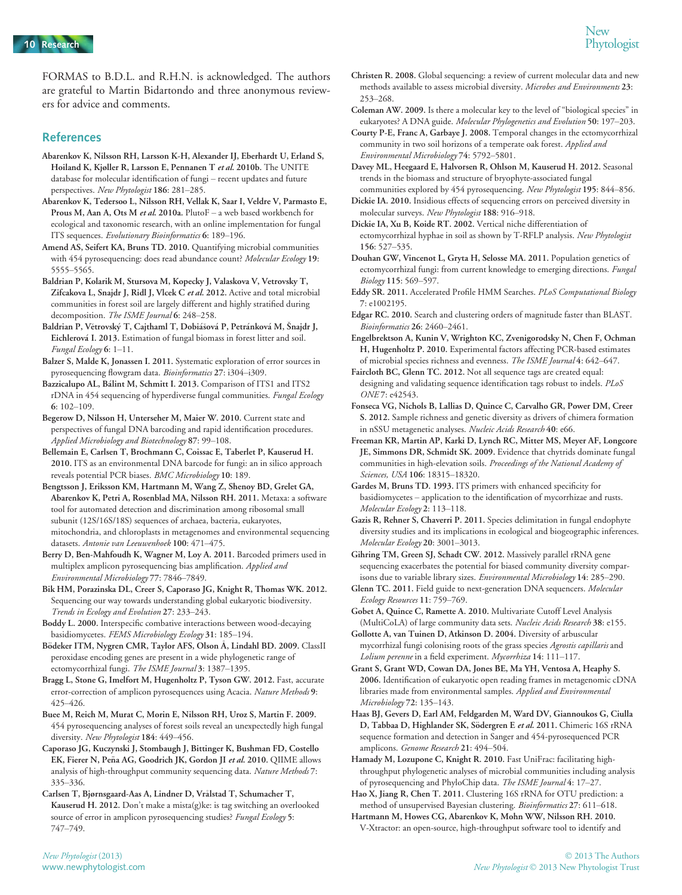FORMAS to B.D.L. and R.H.N. is acknowledged. The authors are grateful to Martin Bidartondo and three anonymous reviewers for advice and comments.

## References

**Abarenkov K, Nilsson RH, Larsson K-H, Alexander IJ, Eberhardt U, Erland S, Hoiland K, Kjøller R, Larsson E, Pennanen T *et al.* 2010b.** The UNITE database for molecular identification of fungi – recent updates and future perspectives. *New Phytologist* **186**: 281–285.

**Abarenkov K, Tedersoo L, Nilsson RH, Vellak K, Saar I, Veldre V, Parmasto E, Prous M, Aan A, Ots M *et al.* 2010a.** PlutoF – a web based workbench for ecological and taxonomic research, with an online implementation for fungal ITS sequences. *Evolutionary Bioinformatics* **6**: 189–196.

**Amend AS, Seifert KA, Bruns TD. 2010.** Quantifying microbial communities with 454 pyrosequencing: does read abundance count? *Molecular Ecology* **19**: 5555–5565.

**Baldrian P, Kolarik M, Stursova M, Kopecky J, Valaskova V, Vetrovsky T, Zifcakova L, Snajdr J, Ridl J, Vlcek C *et al.* 2012.** Active and total microbial communities in forest soil are largely different and highly stratified during decomposition. *The ISME Journal* **6**: 248–258.

**Baldrian P, Větrovský T, Cajthaml T, Dobiášová P, Petránková M, Šnajdr J, Eichlerová I. 2013.** Estimation of fungal biomass in forest litter and soil. *Fungal Ecology* **6**: 1–11.

**Balzer S, Malde K, Jonassen I. 2011.** Systematic exploration of error sources in pyrosequencing flowgram data. *Bioinformatics* **27**: i304–i309.

**Bazzicalupo AL, Bálint M, Schmitt I. 2013.** Comparison of ITS1 and ITS2 rDNA in 454 sequencing of hyperdiverse fungal communities. *Fungal Ecology* **6**: 102–109.

**Begerow D, Nilsson H, Unterseher M, Maier W. 2010.** Current state and perspectives of fungal DNA barcoding and rapid identification procedures. *Applied Microbiology and Biotechnology* **87**: 99–108.

**Bellemain E, Carlsen T, Brochmann C, Coissac E, Taberlet P, Kauserud H. 2010.** ITS as an environmental DNA barcode for fungi: an in silico approach reveals potential PCR biases. *BMC Microbiology* **10**: 189.

**Bengtsson J, Eriksson KM, Hartmann M, Wang Z, Shenoy BD, Grelet GA, Abarenkov K, Petri A, Rosenblad MA, Nilsson RH. 2011.** Metaxa: a software tool for automated detection and discrimination among ribosomal small subunit (12S/16S/18S) sequences of archaea, bacteria, eukaryotes, mitochondria, and chloroplasts in metagenomes and environmental sequencing datasets. *Antonie van Leeuwenhoek* **100**: 471–475.

**Berry D, Ben-Mahfoudh K, Wagner M, Loy A. 2011.** Barcoded primers used in multiplex amplicon pyrosequencing bias amplification. *Applied and Environmental Microbiology* **77**: 7846–7849.

**Bik HM, Porazinska DL, Creer S, Caporaso JG, Knight R, Thomas WK. 2012.** Sequencing our way towards understanding global eukaryotic biodiversity. *Trends in Ecology and Evolution* **27**: 233–243.

**Boddy L. 2000.** Interspecific combative interactions between wood-decaying basidiomycetes. *FEMS Microbiology Ecology* **31**: 185–194.

**Bödeker ITM, Nygren CMR, Taylor AFS, Olson Å, Lindahl BD. 2009.** ClassII peroxidase encoding genes are present in a wide phylogenetic range of ectomycorrhizal fungi. *The ISME Journal* **3**: 1387–1395.

**Bragg L, Stone G, Imelfort M, Hugenholtz P, Tyson GW. 2012.** Fast, accurate error-correction of amplicon pyrosequences using Acacia. *Nature Methods* **9**: 425–426.

**Buee M, Reich M, Murat C, Morin E, Nilsson RH, Uroz S, Martin F. 2009.** 454 pyrosequencing analyses of forest soils reveal an unexpectedly high fungal diversity. *New Phytologist* **184**: 449–456.

**Caporaso JG, Kuczynski J, Stombaugh J, Bittinger K, Bushman FD, Costello EK, Fierer N, Peña AG, Goodrich JK, Gordon JI *et al.* 2010.** QIIME allows analysis of high-throughput community sequencing data. *Nature Methods* **7**: 335–336.

**Carlsen T, Bjørnsgaard-Aas A, Lindner D, Vrålstad T, Schumacher T, Kauserud H. 2012.** Don't make a mista(g)ke: is tag switching an overlooked source of error in amplicon pyrosequencing studies? *Fungal Ecology* **5**: 747–749.

**Christen R. 2008.** Global sequencing: a review of current molecular data and new methods available to assess microbial diversity. *Microbes and Environments* **23**: 253–268.

**Coleman AW. 2009.** Is there a molecular key to the level of "biological species" in eukaryotes? A DNA guide. *Molecular Phylogenetics and Evolution* **50**: 197–203.

**Courty P-E, Franc A, Garbaye J. 2008.** Temporal changes in the ectomycorrhizal community in two soil horizons of a temperate oak forest. *Applied and Environmental Microbiology* **74**: 5792–5801.

**Davey ML, Heegaard E, Halvorsen R, Ohlson M, Kauserud H. 2012.** Seasonal trends in the biomass and structure of bryophyte-associated fungal communities explored by 454 pyrosequencing. *New Phytologist* **195**: 844–856.

**Dickie IA. 2010.** Insidious effects of sequencing errors on perceived diversity in molecular surveys. *New Phytologist* **188**: 916–918.

**Dickie IA, Xu B, Koide RT. 2002.** Vertical niche differentiation of ectomycorrhizal hyphae in soil as shown by T-RFLP analysis. *New Phytologist* **156**: 527–535.

**Douhan GW, Vincenot L, Gryta H, Selosse MA. 2011.** Population genetics of ectomycorrhizal fungi: from current knowledge to emerging directions. *Fungal Biology* **115**: 569–597.

**Eddy SR. 2011.** Accelerated Profile HMM Searches. *PLoS Computational Biology* **7**: e1002195.

**Edgar RC. 2010.** Search and clustering orders of magnitude faster than BLAST. *Bioinformatics* **26**: 2460–2461.

**Engelbrektson A, Kunin V, Wrighton KC, Zvenigorodsky N, Chen F, Ochman H, Hugenholtz P. 2010.** Experimental factors affecting PCR-based estimates of microbial species richness and evenness. *The ISME Journal* **4**: 642–647.

**Faircloth BC, Glenn TC. 2012.** Not all sequence tags are created equal: designing and validating sequence identification tags robust to indels. *PLoS ONE* **7**: e42543.

**Fonseca VG, Nichols B, Lallias D, Quince C, Carvalho GR, Power DM, Creer S. 2012.** Sample richness and genetic diversity as drivers of chimera formation in nSSU metagenetic analyses. *Nucleic Acids Research* **40**: e66.

**Freeman KR, Martin AP, Karki D, Lynch RC, Mitter MS, Meyer AF, Longcore JE, Simmons DR, Schmidt SK. 2009.** Evidence that chytrids dominate fungal communities in high-elevation soils. *Proceedings of the National Academy of Sciences, USA* **106**: 18315–18320.

**Gardes M, Bruns TD. 1993.** ITS primers with enhanced specificity for basidiomycetes – application to the identification of mycorrhizae and rusts. *Molecular Ecology* **2**: 113–118.

**Gazis R, Rehner S, Chaverri P. 2011.** Species delimitation in fungal endophyte diversity studies and its implications in ecological and biogeographic inferences. *Molecular Ecology* **20**: 3001–3013.

**Gihring TM, Green SJ, Schadt CW. 2012.** Massively parallel rRNA gene sequencing exacerbates the potential for biased community diversity comparisons due to variable library sizes. *Environmental Microbiology* **14**: 285–290.

**Glenn TC. 2011.** Field guide to next-generation DNA sequencers. *Molecular Ecology Resources* **11**: 759–769.

**Gobet A, Quince C, Ramette A. 2010.** Multivariate Cutoff Level Analysis (MultiCoLA) of large community data sets. *Nucleic Acids Research* **38**: e155.

**Gollotte A, van Tuinen D, Atkinson D. 2004.** Diversity of arbuscular mycorrhizal fungi colonising roots of the grass species *Agrostis capillaris* and *Lolium perenne* in a field experiment. *Mycorrhiza* **14**: 111–117.

**Grant S, Grant WD, Cowan DA, Jones BE, Ma YH, Ventosa A, Heaphy S. 2006.** Identification of eukaryotic open reading frames in metagenomic cDNA libraries made from environmental samples. *Applied and Environmental Microbiology* **72**: 135–143.

**Haas BJ, Gevers D, Earl AM, Feldgarden M, Ward DV, Giannoukos G, Ciulla D, Tabbaa D, Highlander SK, Södergren E *et al.* 2011.** Chimeric 16S rRNA sequence formation and detection in Sanger and 454-pyrosequenced PCR amplicons. *Genome Research* **21**: 494–504.

**Hamady M, Lozupone C, Knight R. 2010.** Fast UniFrac: facilitating high-throughput phylogenetic analyses of microbial communities including analysis of pyrosequencing and PhyloChip data. *The ISME Journal* **4**: 17–27.

**Hao X, Jiang R, Chen T. 2011.** Clustering 16S rRNA for OTU prediction: a method of unsupervised Bayesian clustering. *Bioinformatics* **27**: 611–618.

**Hartmann M, Howes CG, Abarenkov K, Mohn WW, Nilsson RH. 2010.** V-Xtractor: an open-source, high-throughput software tool to identify and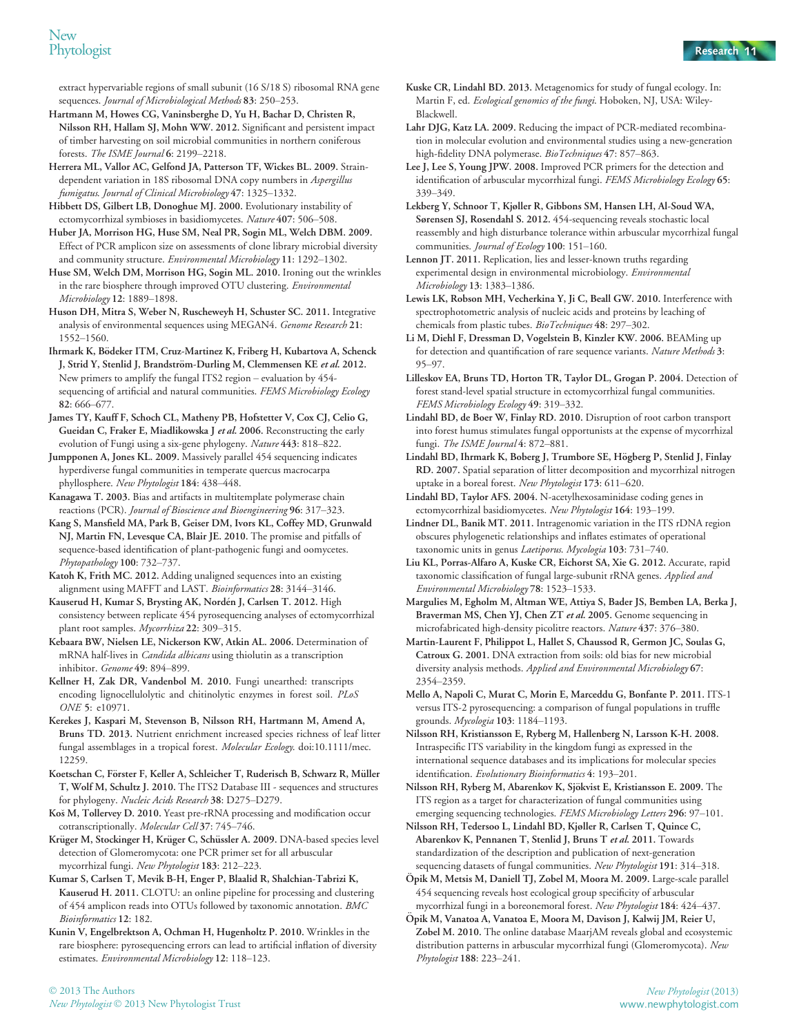extract hypervariable regions of small subunit (16 S/18 S) ribosomal RNA gene sequences. *Journal of Microbiological Methods* **83**: 250–253.

**Hartmann M, Howes CG, Vaninsberghe D, Yu H, Bachar D, Christen R, Nilsson RH, Hallam SJ, Mohn WW. 2012.** Significant and persistent impact of timber harvesting on soil microbial communities in northern coniferous forests. *The ISME Journal* **6**: 2199–2218.

**Herrera ML, Vallor AC, Gelfond JA, Patterson TF, Wickes BL. 2009.** Strain-dependent variation in 18S ribosomal DNA copy numbers in *Aspergillus fumigatus*. *Journal of Clinical Microbiology* **47**: 1325–1332.

**Hibbett DS, Gilbert LB, Donoghue MJ. 2000.** Evolutionary instability of ectomycorrhizal symbioses in basidiomycetes. *Nature* **407**: 506–508.

**Huber JA, Morrison HG, Huse SM, Neal PR, Sogin ML, Welch DBM. 2009.** Effect of PCR amplicon size on assessments of clone library microbial diversity and community structure. *Environmental Microbiology* **11**: 1292–1302.

**Huse SM, Welch DM, Morrison HG, Sogin ML. 2010.** Ironing out the wrinkles in the rare biosphere through improved OTU clustering. *Environmental Microbiology* **12**: 1889–1898.

**Huson DH, Mitra S, Weber N, Ruscheweyh H, Schuster SC. 2011.** Integrative analysis of environmental sequences using MEGAN4. *Genome Research* **21**: 1552–1560.

**Ihrmark K, Bödeker ITM, Cruz-Martinez K, Friberg H, Kubartova A, Schenck J, Strid Y, Stenlid J, Brandström-Durling M, Clemmensen KE *et al.* 2012.** New primers to amplify the fungal ITS2 region – evaluation by 454-sequencing of artificial and natural communities. *FEMS Microbiology Ecology* **82**: 666–677.

**James TY, Kauff F, Schoch CL, Matheny PB, Hofstetter V, Cox CJ, Celio G, Gueidan C, Fraker E, Miadlikowska J *et al.* 2006.** Reconstructing the early evolution of Fungi using a six-gene phylogeny. *Nature* **443**: 818–822.

**Jumpponen A, Jones KL. 2009.** Massively parallel 454 sequencing indicates hyperdiverse fungal communities in temperate quercus macrocarpa phyllosphere. *New Phytologist* **184**: 438–448.

**Kanagawa T. 2003.** Bias and artifacts in multitemplate polymerase chain reactions (PCR). *Journal of Bioscience and Bioengineering* **96**: 317–323.

**Kang S, Mansfield MA, Park B, Geiser DM, Ivors KL, Coffey MD, Grunwald NJ, Martin FN, Levesque CA, Blair JE. 2010.** The promise and pitfalls of sequence-based identification of plant-pathogenic fungi and oomycetes. *Phytopathology* **100**: 732–737.

**Katoh K, Frith MC. 2012.** Adding unaligned sequences into an existing alignment using MAFFT and LAST. *Bioinformatics* **28**: 3144–3146.

**Kauserud H, Kumar S, Brysting AK, Nordén J, Carlsen T. 2012.** High consistency between replicate 454 pyrosequencing analyses of ectomycorrhizal plant root samples. *Mycorrhiza* **22**: 309–315.

**Kebaara BW, Nielsen LE, Nickerson KW, Atkin AL. 2006.** Determination of mRNA half-lives in *Candida albicans* using thiolutin as a transcription inhibitor. *Genome* **49**: 894–899.

**Kellner H, Zak DR, Vandenbol M. 2010.** Fungi unearthed: transcripts encoding lignocellulolytic and chitinolytic enzymes in forest soil. *PLoS ONE* **5**: e10971.

**Kerekes J, Kaspari M, Stevenson B, Nilsson RH, Hartmann M, Amend A, Bruns TD. 2013.** Nutrient enrichment increased species richness of leaf litter fungal assemblages in a tropical forest. *Molecular Ecology*. doi:10.1111/mec.12259.

**Koetschan C, Förster F, Keller A, Schleicher T, Ruderisch B, Schwarz R, Müller T, Wolf M, Schultz J. 2010.** The ITS2 Database III - sequences and structures for phylogeny. *Nucleic Acids Research* **38**: D275–D279.

**Koš M, Tollervey D. 2010.** Yeast pre-rRNA processing and modification occur cotranscriptionally. *Molecular Cell* **37**: 745–746.

**Krüger M, Stockinger H, Krüger C, Schüssler A. 2009.** DNA-based species level detection of Glomeromycota: one PCR primer set for all arbuscular mycorrhizal fungi. *New Phytologist* **183**: 212–223.

**Kumar S, Carlsen T, Mevik B-H, Enger P, Blaalid R, Shalchian-Tabrizi K, Kauserud H. 2011.** CLOTU: an online pipeline for processing and clustering of 454 amplicon reads into OTUs followed by taxonomic annotation. *BMC Bioinformatics* **12**: 182.

**Kunin V, Engelbrektson A, Ochman H, Hugenholtz P. 2010.** Wrinkles in the rare biosphere: pyrosequencing errors can lead to artificial inflation of diversity estimates. *Environmental Microbiology* **12**: 118–123.

**Kuske CR, Lindahl BD. 2013.** Metagenomics for study of fungal ecology. In: Martin F, ed. *Ecological genomics of the fungi*. Hoboken, NJ, USA: Wiley-Blackwell.

**Lahr DJG, Katz LA. 2009.** Reducing the impact of PCR-mediated recombination in molecular evolution and environmental studies using a new-generation high-fidelity DNA polymerase. *BioTechniques* **47**: 857–863.

**Lee J, Lee S, Young JPW. 2008.** Improved PCR primers for the detection and identification of arbuscular mycorrhizal fungi. *FEMS Microbiology Ecology* **65**: 339–349.

**Lekberg Y, Schnoor T, Kjøller R, Gibbons SM, Hansen LH, Al-Soud WA, Sørensen SJ, Rosendahl S. 2012.** 454-sequencing reveals stochastic local reassembly and high disturbance tolerance within arbuscular mycorrhizal fungal communities. *Journal of Ecology* **100**: 151–160.

**Lennon JT. 2011.** Replication, lies and lesser-known truths regarding experimental design in environmental microbiology. *Environmental Microbiology* **13**: 1383–1386.

**Lewis LK, Robson MH, Vecherkina Y, Ji C, Beall GW. 2010.** Interference with spectrophotometric analysis of nucleic acids and proteins by leaching of chemicals from plastic tubes. *BioTechniques* **48**: 297–302.

**Li M, Diehl F, Dressman D, Vogelstein B, Kinzler KW. 2006.** BEAMing up for detection and quantification of rare sequence variants. *Nature Methods* **3**: 95–97.

**Lilleskov EA, Bruns TD, Horton TR, Taylor DL, Grogan P. 2004.** Detection of forest stand-level spatial structure in ectomycorrhizal fungal communities. *FEMS Microbiology Ecology* **49**: 319–332.

**Lindahl BD, de Boer W, Finlay RD. 2010.** Disruption of root carbon transport into forest humus stimulates fungal opportunists at the expense of mycorrhizal fungi. *The ISME Journal* **4**: 872–881.

**Lindahl BD, Ihrmark K, Boberg J, Trumbore SE, Högberg P, Stenlid J, Finlay RD. 2007.** Spatial separation of litter decomposition and mycorrhizal nitrogen uptake in a boreal forest. *New Phytologist* **173**: 611–620.

**Lindahl BD, Taylor AFS. 2004.** N-acetylhexosaminidase coding genes in ectomycorrhizal basidiomycetes. *New Phytologist* **164**: 193–199.

**Lindner DL, Banik MT. 2011.** Intragenomic variation in the ITS rDNA region obscures phylogenetic relationships and inflates estimates of operational taxonomic units in genus *Laetiporus*. *Mycologia* **103**: 731–740.

**Liu KL, Porras-Alfaro A, Kuske CR, Eichorst SA, Xie G. 2012.** Accurate, rapid taxonomic classification of fungal large-subunit rRNA genes. *Applied and Environmental Microbiology* **78**: 1523–1533.

**Margulies M, Egholm M, Altman WE, Attiya S, Bader JS, Bemben LA, Berka J, Braverman MS, Chen YJ, Chen ZT *et al.* 2005.** Genome sequencing in microfabricated high-density picolitre reactors. *Nature* **437**: 376–380.

**Martin-Laurent F, Philippot L, Hallet S, Chaussod R, Germon JC, Soulas G, Catroux G. 2001.** DNA extraction from soils: old bias for new microbial diversity analysis methods. *Applied and Environmental Microbiology* **67**: 2354–2359.

**Mello A, Napoli C, Murat C, Morin E, Marceddu G, Bonfante P. 2011.** ITS-1 versus ITS-2 pyrosequencing: a comparison of fungal populations in truffle grounds. *Mycologia* **103**: 1184–1193.

**Nilsson RH, Kristiansson E, Ryberg M, Hallenberg N, Larsson K-H. 2008.** Intraspecific ITS variability in the kingdom fungi as expressed in the international sequence databases and its implications for molecular species identification. *Evolutionary Bioinformatics* **4**: 193–201.

**Nilsson RH, Ryberg M, Abarenkov K, Sjökvist E, Kristiansson E. 2009.** The ITS region as a target for characterization of fungal communities using emerging sequencing technologies. *FEMS Microbiology Letters* **296**: 97–101.

**Nilsson RH, Tedersoo L, Lindahl BD, Kjøller R, Carlsen T, Quince C, Abarenkov K, Pennanen T, Stenlid J, Bruns T *et al.* 2011.** Towards standardization of the description and publication of next-generation sequencing datasets of fungal communities. *New Phytologist* **191**: 314–318.

**Öpik M, Metsis M, Daniell TJ, Zobel M, Moora M. 2009.** Large-scale parallel 454 sequencing reveals host ecological group specificity of arbuscular mycorrhizal fungi in a boreonemoral forest. *New Phytologist* **184**: 424–437.

**Öpik M, Vanatoa A, Vanatoa E, Moora M, Davison J, Kalwij JM, Reier U, Zobel M. 2010.** The online database MaarjAM reveals global and ecosystemic distribution patterns in arbuscular mycorrhizal fungi (Glomeromycota). *New Phytologist* **188**: 223–241.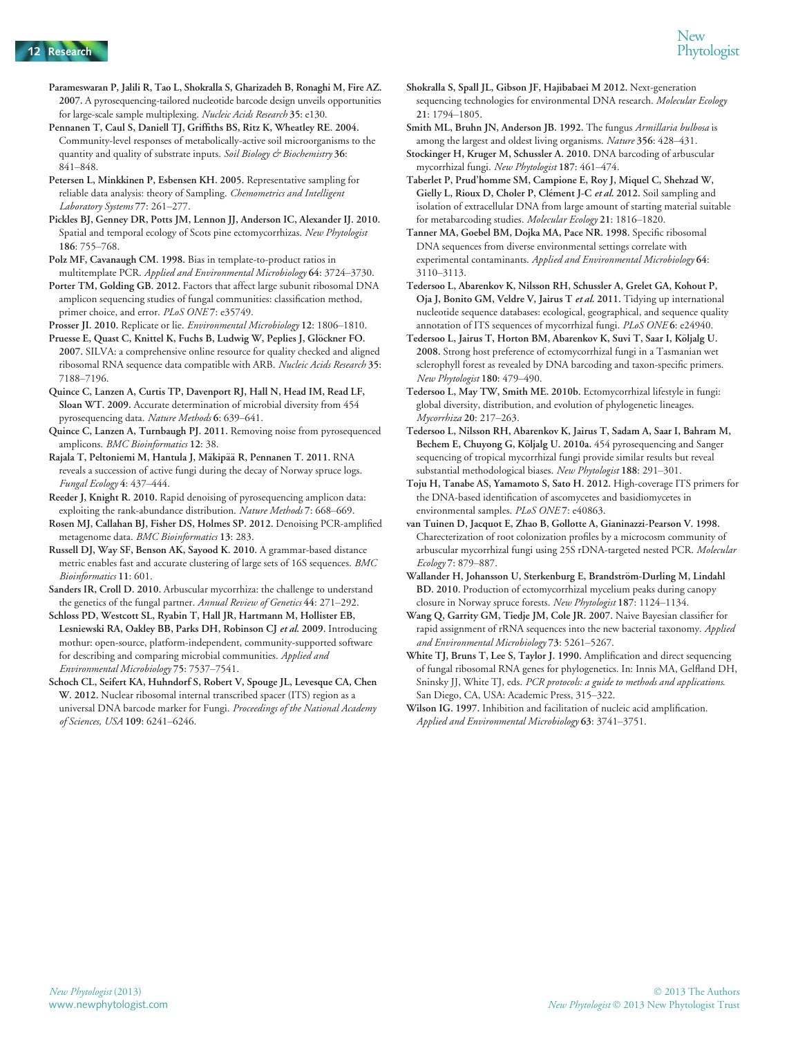**Parameswaran P, Jalili R, Tao L, Shokralla S, Gharizadeh B, Ronaghi M, Fire AZ. 2007.** A pyrosequencing-tailored nucleotide barcode design unveils opportunities for large-scale sample multiplexing. *Nucleic Acids Research* **35**: e130.

**Pennanen T, Caul S, Daniell TJ, Griffiths BS, Ritz K, Wheatley RE. 2004.** Community-level responses of metabolically-active soil microorganisms to the quantity and quality of substrate inputs. *Soil Biology & Biochemistry* **36**: 841–848.

**Petersen L, Minkkinen P, Esbensen KH. 2005.** Representative sampling for reliable data analysis: theory of Sampling. *Chemometrics and Intelligent Laboratory Systems* 77: 261–277.

**Pickles BJ, Genney DR, Potts JM, Lennon JJ, Anderson IC, Alexander IJ. 2010.** Spatial and temporal ecology of Scots pine ectomycorrhizas. *New Phytologist* **186**: 755–768.

**Polz MF, Cavanaugh CM. 1998.** Bias in template-to-product ratios in multitemplate PCR. *Applied and Environmental Microbiology* **64**: 3724–3730.

**Porter TM, Golding GB. 2012.** Factors that affect large subunit ribosomal DNA amplicon sequencing studies of fungal communities: classification method, primer choice, and error. *PLoS ONE* **7**: e35749.

**Prosser JI. 2010.** Replicate or lie. *Environmental Microbiology* **12**: 1806–1810.

**Pruesse E, Quast C, Knittel K, Fuchs B, Ludwig W, Peplies J, Glöckner FO. 2007.** SILVA: a comprehensive online resource for quality checked and aligned ribosomal RNA sequence data compatible with ARB. *Nucleic Acids Research* **35**: 7188–7196.

**Quince C, Lanzen A, Curtis TP, Davenport RJ, Hall N, Head IM, Read LF, Sloan WT. 2009.** Accurate determination of microbial diversity from 454 pyrosequencing data. *Nature Methods* **6**: 639–641.

**Quince C, Lanzen A, Turnbaugh PJ. 2011.** Removing noise from pyrosequenced amplicons. *BMC Bioinformatics* **12**: 38.

**Rajala T, Peltoniemi M, Hantula J, Mäkipää R, Pennanen T. 2011.** RNA reveals a succession of active fungi during the decay of Norway spruce logs. *Fungal Ecology* **4**: 437–444.

**Reeder J, Knight R. 2010.** Rapid denoising of pyrosequencing amplicon data: exploiting the rank-abundance distribution. *Nature Methods* **7**: 668–669.

**Rosen MJ, Callahan BJ, Fisher DS, Holmes SP. 2012.** Denoising PCR-amplified metagenome data. *BMC Bioinformatics* **13**: 283.

**Russell DJ, Way SF, Benson AK, Sayood K. 2010.** A grammar-based distance metric enables fast and accurate clustering of large sets of 16S sequences. *BMC Bioinformatics* **11**: 601.

**Sanders IR, Croll D. 2010.** Arbuscular mycorrhiza: the challenge to understand the genetics of the fungal partner. *Annual Review of Genetics* **44**: 271–292.

**Schloss PD, Westcott SL, Ryabin T, Hall JR, Hartmann M, Hollister EB, Lesniewski RA, Oakley BB, Parks DH, Robinson CJ *et al.* 2009.** Introducing mothur: open-source, platform-independent, community-supported software for describing and comparing microbial communities. *Applied and Environmental Microbiology* **75**: 7537–7541.

**Schoch CL, Seifert KA, Huhndorf S, Robert V, Spouge JL, Levesque CA, Chen W. 2012.** Nuclear ribosomal internal transcribed spacer (ITS) region as a universal DNA barcode marker for Fungi. *Proceedings of the National Academy of Sciences, USA* **109**: 6241–6246.

**Shokralla S, Spall JL, Gibson JF, Hajibabaei M 2012.** Next-generation sequencing technologies for environmental DNA research. *Molecular Ecology* **21**: 1794–1805.

**Smith ML, Bruhn JN, Anderson JB. 1992.** The fungus *Armillaria bulbosa* is among the largest and oldest living organisms. *Nature* **356**: 428–431.

**Stockinger H, Kruger M, Schussler A. 2010.** DNA barcoding of arbuscular mycorrhizal fungi. *New Phytologist* **187**: 461–474.

**Taberlet P, Prud'homme SM, Campione E, Roy J, Miquel C, Shehzad W, Gielly L, Rioux D, Choler P, Clément J-C *et al.* 2012.** Soil sampling and isolation of extracellular DNA from large amount of starting material suitable for metabarcoding studies. *Molecular Ecology* **21**: 1816–1820.

**Tanner MA, Goebel BM, Dojka MA, Pace NR. 1998.** Specific ribosomal DNA sequences from diverse environmental settings correlate with experimental contaminants. *Applied and Environmental Microbiology* **64**: 3110–3113.

**Tedersoo L, Abarenkov K, Nilsson RH, Schussler A, Grelet GA, Kohout P, Oja J, Bonito GM, Veldre V, Jairus T *et al.* 2011.** Tidying up international nucleotide sequence databases: ecological, geographical, and sequence quality annotation of ITS sequences of mycorrhizal fungi. *PLoS ONE* **6**: e24940.

**Tedersoo L, Jairus T, Horton BM, Abarenkov K, Suvi T, Saar I, Kõljalg U. 2008.** Strong host preference of ectomycorrhizal fungi in a Tasmanian wet sclerophyll forest as revealed by DNA barcoding and taxon-specific primers. *New Phytologist* **180**: 479–490.

**Tedersoo L, May TW, Smith ME. 2010b.** Ectomycorrhizal lifestyle in fungi: global diversity, distribution, and evolution of phylogenetic lineages. *Mycorrhiza* **20**: 217–263.

**Tedersoo L, Nilsson RH, Abarenkov K, Jairus T, Sadam A, Saar I, Bahram M, Bechem E, Chuyong G, Kõljalg U. 2010a.** 454 pyrosequencing and Sanger sequencing of tropical mycorrhizal fungi provide similar results but reveal substantial methodological biases. *New Phytologist* **188**: 291–301.

**Toju H, Tanabe AS, Yamamoto S, Sato H. 2012.** High-coverage ITS primers for the DNA-based identification of ascomycetes and basidiomycetes in environmental samples. *PLoS ONE* **7**: e40863.

**van Tuinen D, Jacquot E, Zhao B, Gollotte A, Gianinazzi-Pearson V. 1998.** Charecterization of root colonization profiles by a microcosm community of arbuscular mycorrhizal fungi using 25S rDNA-targeted nested PCR. *Molecular Ecology* **7**: 879–887.

**Wallander H, Johansson U, Sterkenburg E, Brandström-Durling M, Lindahl BD. 2010.** Production of ectomycorrhizal mycelium peaks during canopy closure in Norway spruce forests. *New Phytologist* **187**: 1124–1134.

**Wang Q, Garrity GM, Tiedje JM, Cole JR. 2007.** Naive Bayesian classifier for rapid assignment of rRNA sequences into the new bacterial taxonomy. *Applied and Environmental Microbiology* **73**: 5261–5267.

**White TJ, Bruns T, Lee S, Taylor J. 1990.** Amplification and direct sequencing of fungal ribosomal RNA genes for phylogenetics. In: Innis MA, Gelfland DH, Sninsky JJ, White TJ, eds. *PCR protocols: a guide to methods and applications.* San Diego, CA, USA: Academic Press, 315–322.

**Wilson IG. 1997.** Inhibition and facilitation of nucleic acid amplification. *Applied and Environmental Microbiology* **63**: 3741–3751.